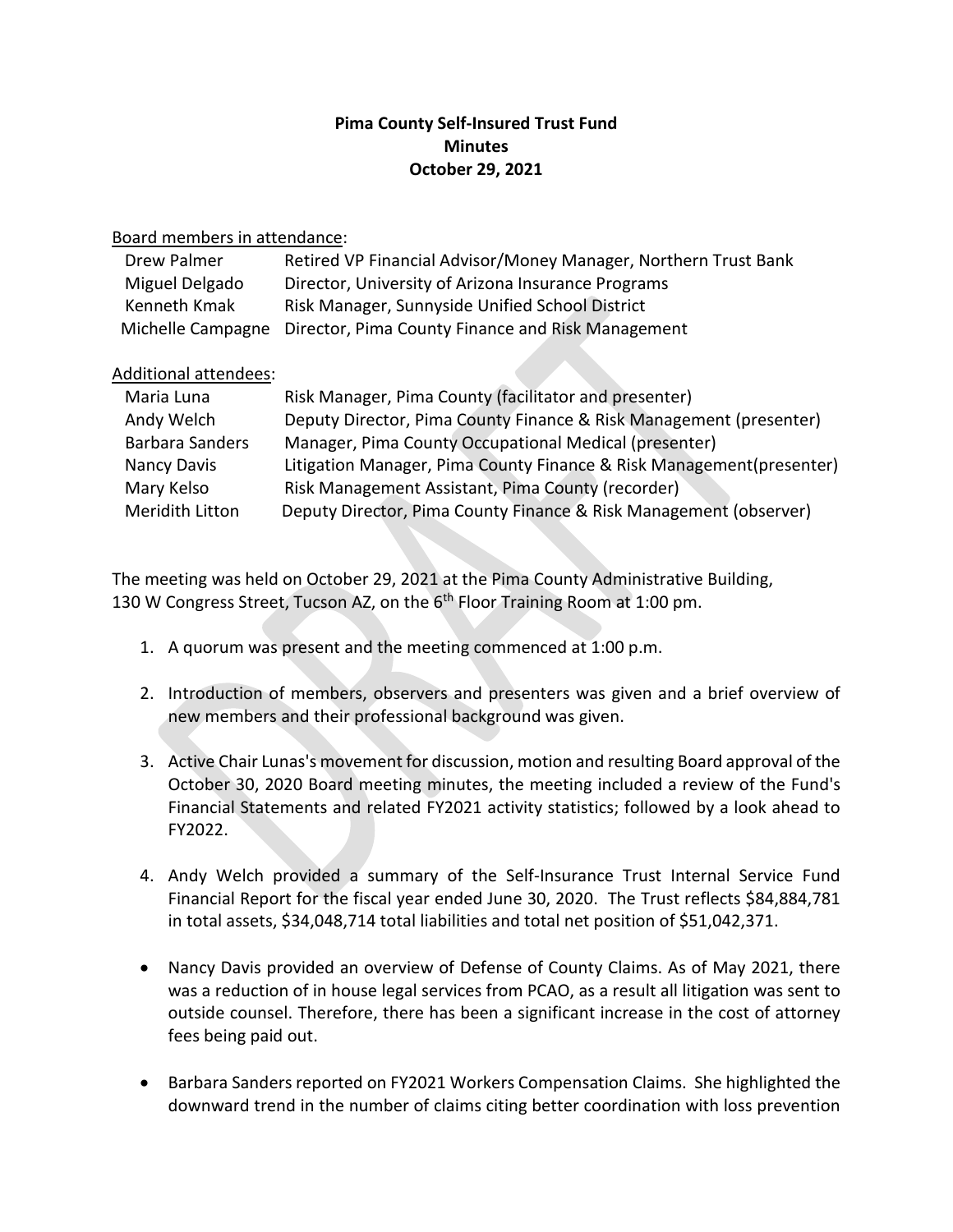# Pima County Self-Insured Trust Fund
## Minutes
## October 29, 2021

Board members in attendance:

| | |
|---|---|
| Drew Palmer | Retired VP Financial Advisor/Money Manager, Northern Trust Bank |
| Miguel Delgado | Director, University of Arizona Insurance Programs |
| Kenneth Kmak | Risk Manager, Sunnyside Unified School District |
| Michelle Campagne | Director, Pima County Finance and Risk Management |

Additional attendees:

| | |
|---|---|
| Maria Luna | Risk Manager, Pima County (facilitator and presenter) |
| Andy Welch | Deputy Director, Pima County Finance & Risk Management (presenter) |
| Barbara Sanders | Manager, Pima County Occupational Medical (presenter) |
| Nancy Davis | Litigation Manager, Pima County Finance & Risk Management(presenter) |
| Mary Kelso | Risk Management Assistant, Pima County (recorder) |
| Meridith Litton | Deputy Director, Pima County Finance & Risk Management (observer) |

The meeting was held on October 29, 2021 at the Pima County Administrative Building, 130 W Congress Street, Tucson AZ, on the 6th Floor Training Room at 1:00 pm.

1. A quorum was present and the meeting commenced at 1:00 p.m.

2. Introduction of members, observers and presenters was given and a brief overview of new members and their professional background was given.

3. Active Chair Lunas's movement for discussion, motion and resulting Board approval of the October 30, 2020 Board meeting minutes, the meeting included a review of the Fund's Financial Statements and related FY2021 activity statistics; followed by a look ahead to FY2022.

4. Andy Welch provided a summary of the Self-Insurance Trust Internal Service Fund Financial Report for the fiscal year ended June 30, 2020. The Trust reflects $84,884,781 in total assets, $34,048,714 total liabilities and total net position of $51,042,371.

- Nancy Davis provided an overview of Defense of County Claims. As of May 2021, there was a reduction of in house legal services from PCAO, as a result all litigation was sent to outside counsel. Therefore, there has been a significant increase in the cost of attorney fees being paid out.

- Barbara Sanders reported on FY2021 Workers Compensation Claims. She highlighted the downward trend in the number of claims citing better coordination with loss prevention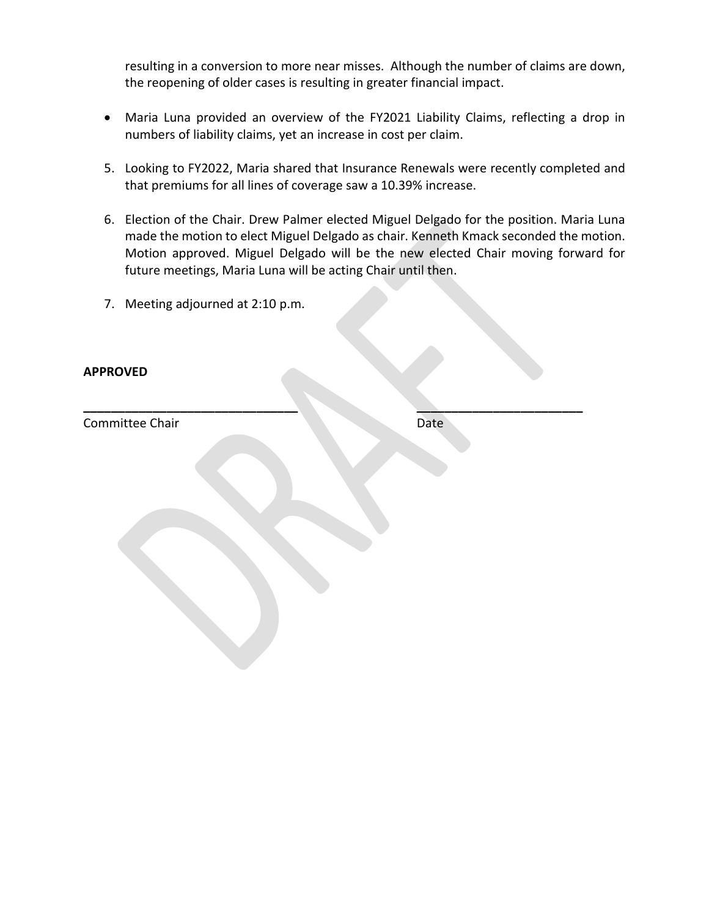resulting in a conversion to more near misses. Although the number of claims are down, the reopening of older cases is resulting in greater financial impact.

- Maria Luna provided an overview of the FY2021 Liability Claims, reflecting a drop in numbers of liability claims, yet an increase in cost per claim.

5. Looking to FY2022, Maria shared that Insurance Renewals were recently completed and that premiums for all lines of coverage saw a 10.39% increase.

6. Election of the Chair. Drew Palmer elected Miguel Delgado for the position. Maria Luna made the motion to elect Miguel Delgado as chair. Kenneth Kmack seconded the motion. Motion approved. Miguel Delgado will be the new elected Chair moving forward for future meetings, Maria Luna will be acting Chair until then.

7. Meeting adjourned at 2:10 p.m.

**APPROVED**

\_\_\_\_\_\_\_\_\_\_\_\_\_\_\_\_\_\_\_\_\_\_\_\_\_\_\_\_\_\_ \_\_\_\_\_\_\_\_\_\_\_\_\_\_\_\_\_\_\_\_\_\_\_\_
Committee Chair Date